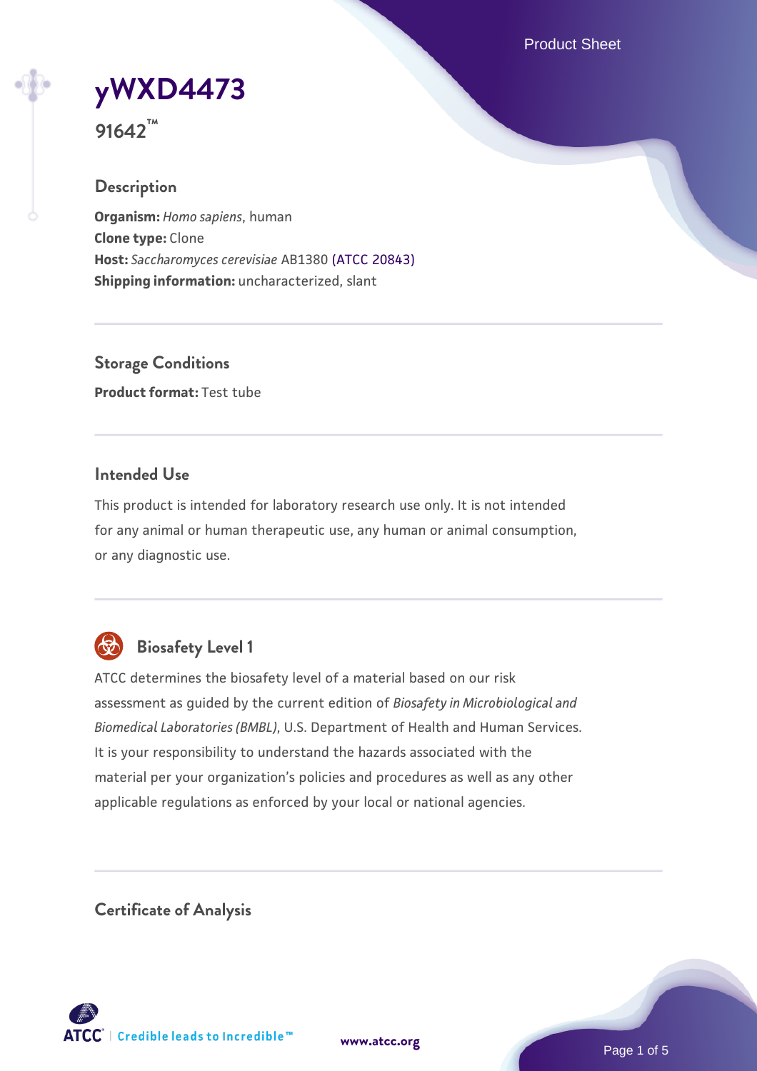# yWXD4473

**91642™**

## Description

**Organism:** *Homo sapiens*, human
**Clone type:** Clone
**Host:** *Saccharomyces cerevisiae* AB1380 (ATCC 20843)
**Shipping information:** uncharacterized, slant

## Storage Conditions

**Product format:** Test tube

## Intended Use

This product is intended for laboratory research use only. It is not intended for any animal or human therapeutic use, any human or animal consumption, or any diagnostic use.

## Biosafety Level 1

ATCC determines the biosafety level of a material based on our risk assessment as guided by the current edition of *Biosafety in Microbiological and Biomedical Laboratories (BMBL)*, U.S. Department of Health and Human Services. It is your responsibility to understand the hazards associated with the material per your organization's policies and procedures as well as any other applicable regulations as enforced by your local or national agencies.

## Certificate of Analysis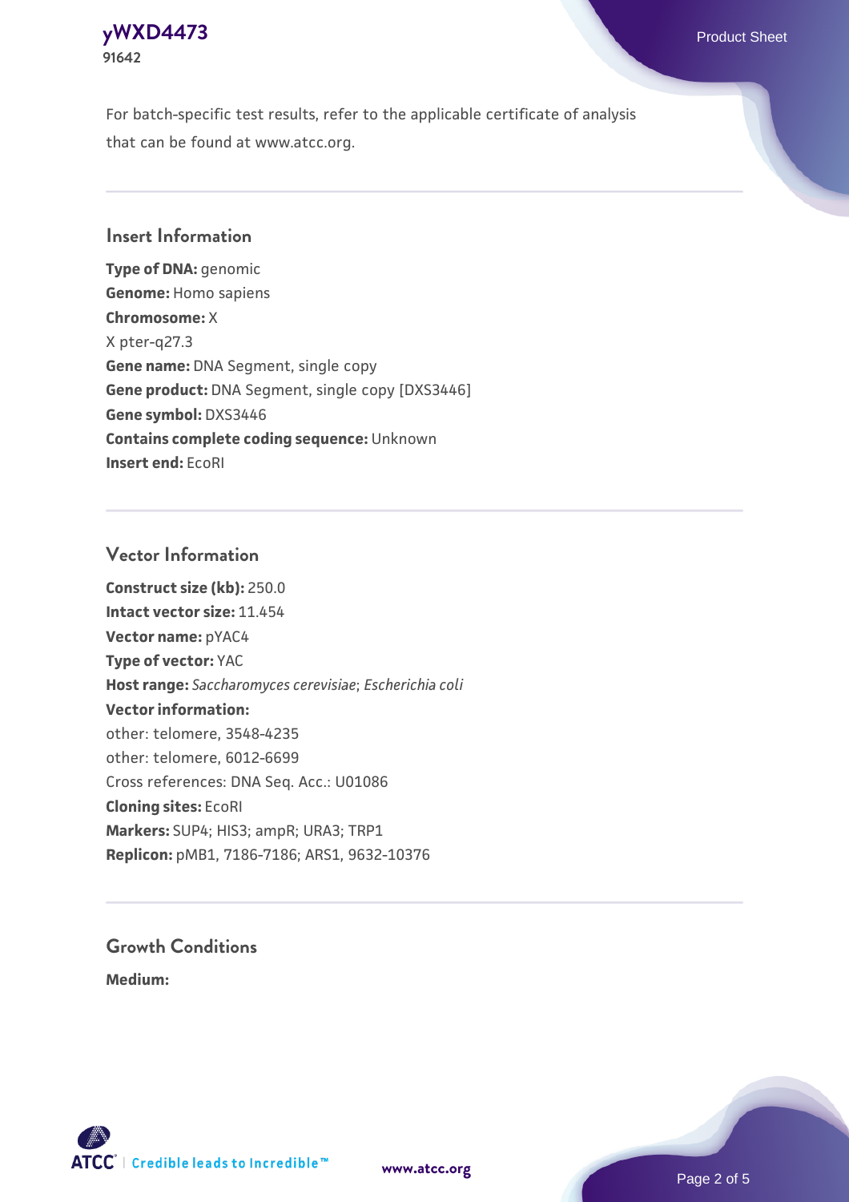For batch-specific test results, refer to the applicable certificate of analysis that can be found at www.atcc.org.

## Insert Information

**Type of DNA:** genomic
**Genome:** Homo sapiens
**Chromosome:** X
X pter-q27.3
**Gene name:** DNA Segment, single copy
**Gene product:** DNA Segment, single copy [DXS3446]
**Gene symbol:** DXS3446
**Contains complete coding sequence:** Unknown
**Insert end:** EcoRI

## Vector Information

**Construct size (kb):** 250.0
**Intact vector size:** 11.454
**Vector name:** pYAC4
**Type of vector:** YAC
**Host range:** *Saccharomyces cerevisiae*; *Escherichia coli*
**Vector information:**
other: telomere, 3548-4235
other: telomere, 6012-6699
Cross references: DNA Seq. Acc.: U01086
**Cloning sites:** EcoRI
**Markers:** SUP4; HIS3; ampR; URA3; TRP1
**Replicon:** pMB1, 7186-7186; ARS1, 9632-10376

## Growth Conditions

**Medium:**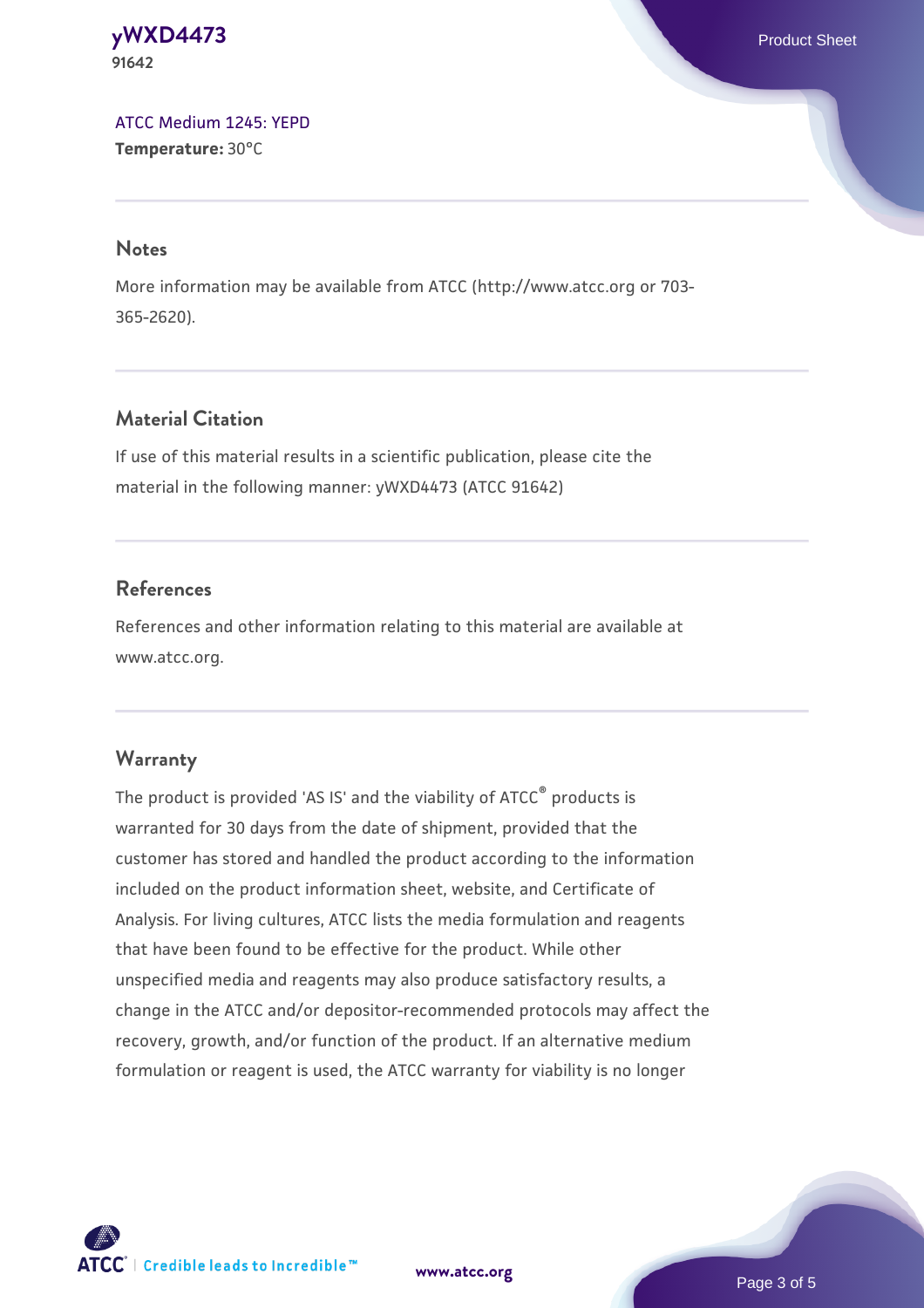[ATCC Medium 1245: YEPD](#)
**Temperature:** 30°C

## Notes

More information may be available from ATCC (http://www.atcc.org or 703-365-2620).

## Material Citation

If use of this material results in a scientific publication, please cite the material in the following manner: yWXD4473 (ATCC 91642)

## References

References and other information relating to this material are available at www.atcc.org.

## Warranty

The product is provided 'AS IS' and the viability of ATCC® products is warranted for 30 days from the date of shipment, provided that the customer has stored and handled the product according to the information included on the product information sheet, website, and Certificate of Analysis. For living cultures, ATCC lists the media formulation and reagents that have been found to be effective for the product. While other unspecified media and reagents may also produce satisfactory results, a change in the ATCC and/or depositor-recommended protocols may affect the recovery, growth, and/or function of the product. If an alternative medium formulation or reagent is used, the ATCC warranty for viability is no longer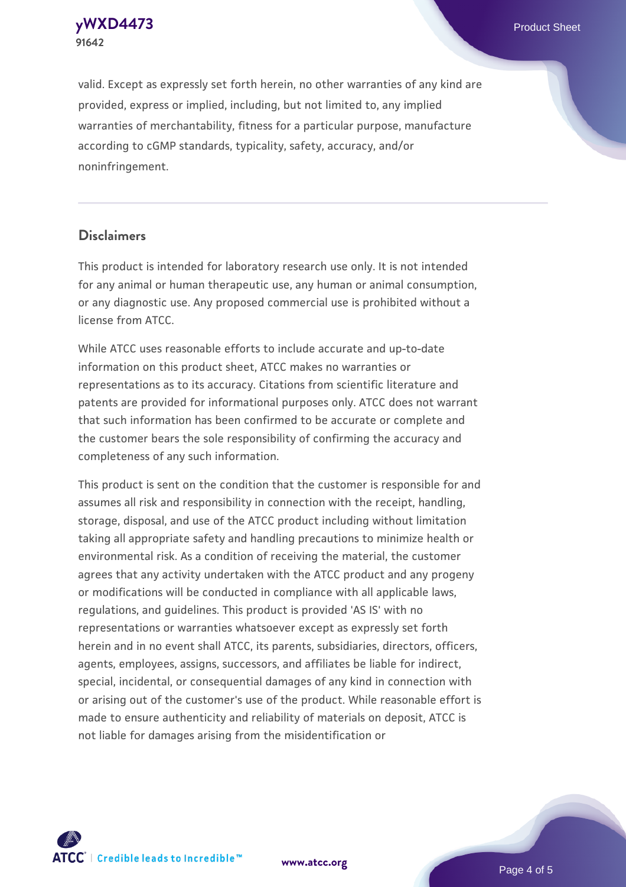valid. Except as expressly set forth herein, no other warranties of any kind are provided, express or implied, including, but not limited to, any implied warranties of merchantability, fitness for a particular purpose, manufacture according to cGMP standards, typicality, safety, accuracy, and/or noninfringement.

## Disclaimers

This product is intended for laboratory research use only. It is not intended for any animal or human therapeutic use, any human or animal consumption, or any diagnostic use. Any proposed commercial use is prohibited without a license from ATCC.

While ATCC uses reasonable efforts to include accurate and up-to-date information on this product sheet, ATCC makes no warranties or representations as to its accuracy. Citations from scientific literature and patents are provided for informational purposes only. ATCC does not warrant that such information has been confirmed to be accurate or complete and the customer bears the sole responsibility of confirming the accuracy and completeness of any such information.

This product is sent on the condition that the customer is responsible for and assumes all risk and responsibility in connection with the receipt, handling, storage, disposal, and use of the ATCC product including without limitation taking all appropriate safety and handling precautions to minimize health or environmental risk. As a condition of receiving the material, the customer agrees that any activity undertaken with the ATCC product and any progeny or modifications will be conducted in compliance with all applicable laws, regulations, and guidelines. This product is provided 'AS IS' with no representations or warranties whatsoever except as expressly set forth herein and in no event shall ATCC, its parents, subsidiaries, directors, officers, agents, employees, assigns, successors, and affiliates be liable for indirect, special, incidental, or consequential damages of any kind in connection with or arising out of the customer's use of the product. While reasonable effort is made to ensure authenticity and reliability of materials on deposit, ATCC is not liable for damages arising from the misidentification or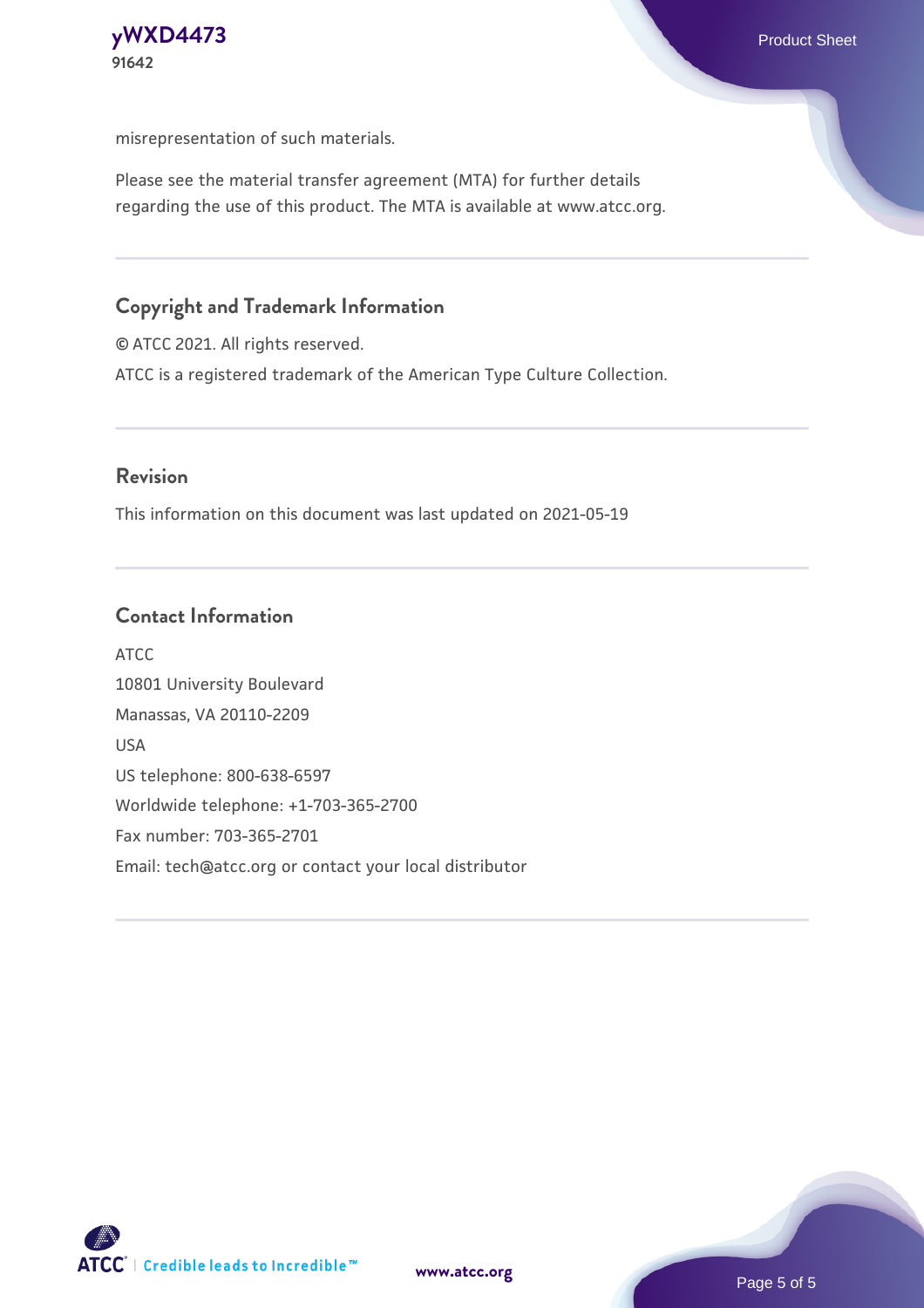misrepresentation of such materials.

Please see the material transfer agreement (MTA) for further details regarding the use of this product. The MTA is available at www.atcc.org.

## Copyright and Trademark Information

© ATCC 2021. All rights reserved.

ATCC is a registered trademark of the American Type Culture Collection.

## Revision

This information on this document was last updated on 2021-05-19

## Contact Information

ATCC
10801 University Boulevard
Manassas, VA 20110-2209
USA
US telephone: 800-638-6597
Worldwide telephone: +1-703-365-2700
Fax number: 703-365-2701
Email: tech@atcc.org or contact your local distributor